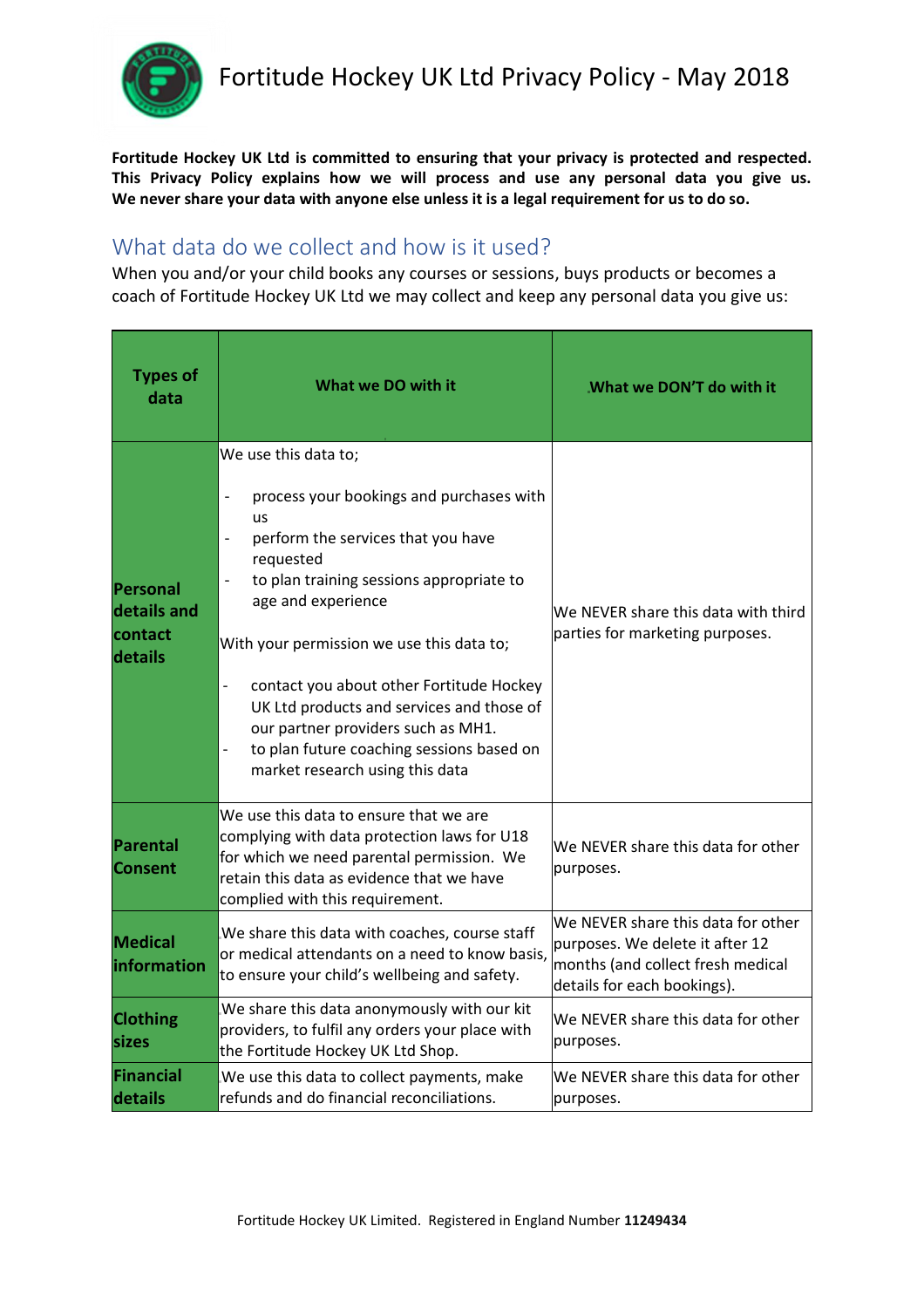# Fortitude Hockey UK Ltd Privacy Policy - May 2018

**Fortitude Hockey UK Ltd is committed to ensuring that your privacy is protected and respected. This Privacy Policy explains how we will process and use any personal data you give us. We never share your data with anyone else unless it is a legal requirement for us to do so.**

## What data do we collect and how is it used?

When you and/or your child books any courses or sessions, buys products or becomes a coach of Fortitude Hockey UK Ltd we may collect and keep any personal data you give us:

| Types of data | What we DO with it | What we DON'T do with it |
|---|---|---|
| **Personal details and contact details** | We use this data to;<br><br>- process your bookings and purchases with us<br>- perform the services that you have requested<br>- to plan training sessions appropriate to age and experience<br><br>With your permission we use this data to;<br><br>- contact you about other Fortitude Hockey UK Ltd products and services and those of our partner providers such as MH1.<br>- to plan future coaching sessions based on market research using this data | We NEVER share this data with third parties for marketing purposes. |
| **Parental Consent** | We use this data to ensure that we are complying with data protection laws for U18 for which we need parental permission. We retain this data as evidence that we have complied with this requirement. | We NEVER share this data for other purposes. |
| **Medical information** | We share this data with coaches, course staff or medical attendants on a need to know basis, to ensure your child's wellbeing and safety. | We NEVER share this data for other purposes. We delete it after 12 months (and collect fresh medical details for each bookings). |
| **Clothing sizes** | We share this data anonymously with our kit providers, to fulfil any orders your place with the Fortitude Hockey UK Ltd Shop. | We NEVER share this data for other purposes. |
| **Financial details** | We use this data to collect payments, make refunds and do financial reconciliations. | We NEVER share this data for other purposes. |

Fortitude Hockey UK Limited. Registered in England Number **11249434**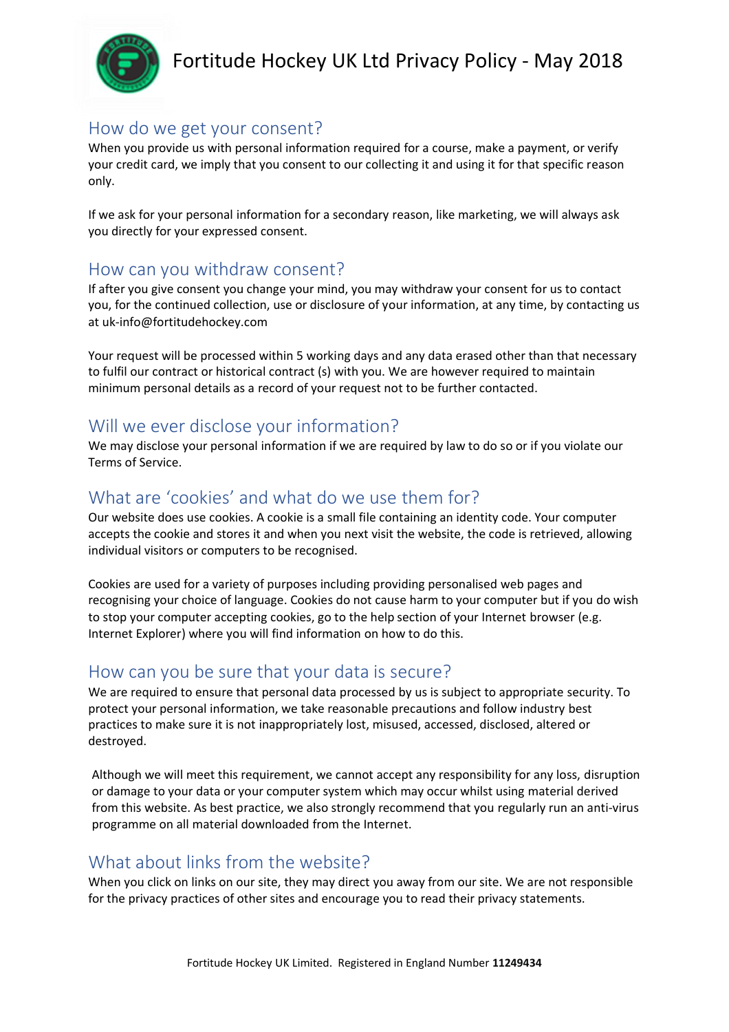## How do we get your consent?

When you provide us with personal information required for a course, make a payment, or verify your credit card, we imply that you consent to our collecting it and using it for that specific reason only.

If we ask for your personal information for a secondary reason, like marketing, we will always ask you directly for your expressed consent.

## How can you withdraw consent?

If after you give consent you change your mind, you may withdraw your consent for us to contact you, for the continued collection, use or disclosure of your information, at any time, by contacting us at uk-info@fortitudehockey.com

Your request will be processed within 5 working days and any data erased other than that necessary to fulfil our contract or historical contract (s) with you. We are however required to maintain minimum personal details as a record of your request not to be further contacted.

## Will we ever disclose your information?

We may disclose your personal information if we are required by law to do so or if you violate our Terms of Service.

## What are 'cookies' and what do we use them for?

Our website does use cookies. A cookie is a small file containing an identity code. Your computer accepts the cookie and stores it and when you next visit the website, the code is retrieved, allowing individual visitors or computers to be recognised.

Cookies are used for a variety of purposes including providing personalised web pages and recognising your choice of language. Cookies do not cause harm to your computer but if you do wish to stop your computer accepting cookies, go to the help section of your Internet browser (e.g. Internet Explorer) where you will find information on how to do this.

## How can you be sure that your data is secure?

We are required to ensure that personal data processed by us is subject to appropriate security. To protect your personal information, we take reasonable precautions and follow industry best practices to make sure it is not inappropriately lost, misused, accessed, disclosed, altered or destroyed.

Although we will meet this requirement, we cannot accept any responsibility for any loss, disruption or damage to your data or your computer system which may occur whilst using material derived from this website. As best practice, we also strongly recommend that you regularly run an anti-virus programme on all material downloaded from the Internet.

## What about links from the website?

When you click on links on our site, they may direct you away from our site. We are not responsible for the privacy practices of other sites and encourage you to read their privacy statements.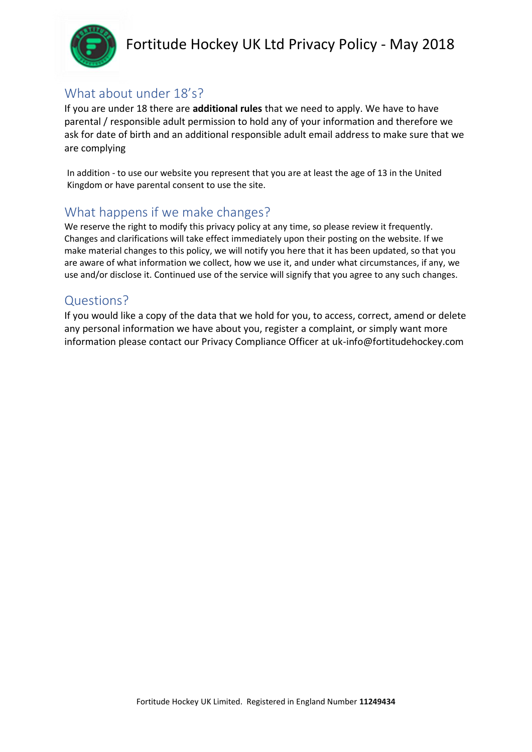## What about under 18's?

If you are under 18 there are **additional rules** that we need to apply. We have to have parental / responsible adult permission to hold any of your information and therefore we ask for date of birth and an additional responsible adult email address to make sure that we are complying

In addition - to use our website you represent that you are at least the age of 13 in the United Kingdom or have parental consent to use the site.

## What happens if we make changes?

We reserve the right to modify this privacy policy at any time, so please review it frequently. Changes and clarifications will take effect immediately upon their posting on the website. If we make material changes to this policy, we will notify you here that it has been updated, so that you are aware of what information we collect, how we use it, and under what circumstances, if any, we use and/or disclose it. Continued use of the service will signify that you agree to any such changes.

## Questions?

If you would like a copy of the data that we hold for you, to access, correct, amend or delete any personal information we have about you, register a complaint, or simply want more information please contact our Privacy Compliance Officer at uk-info@fortitudehockey.com